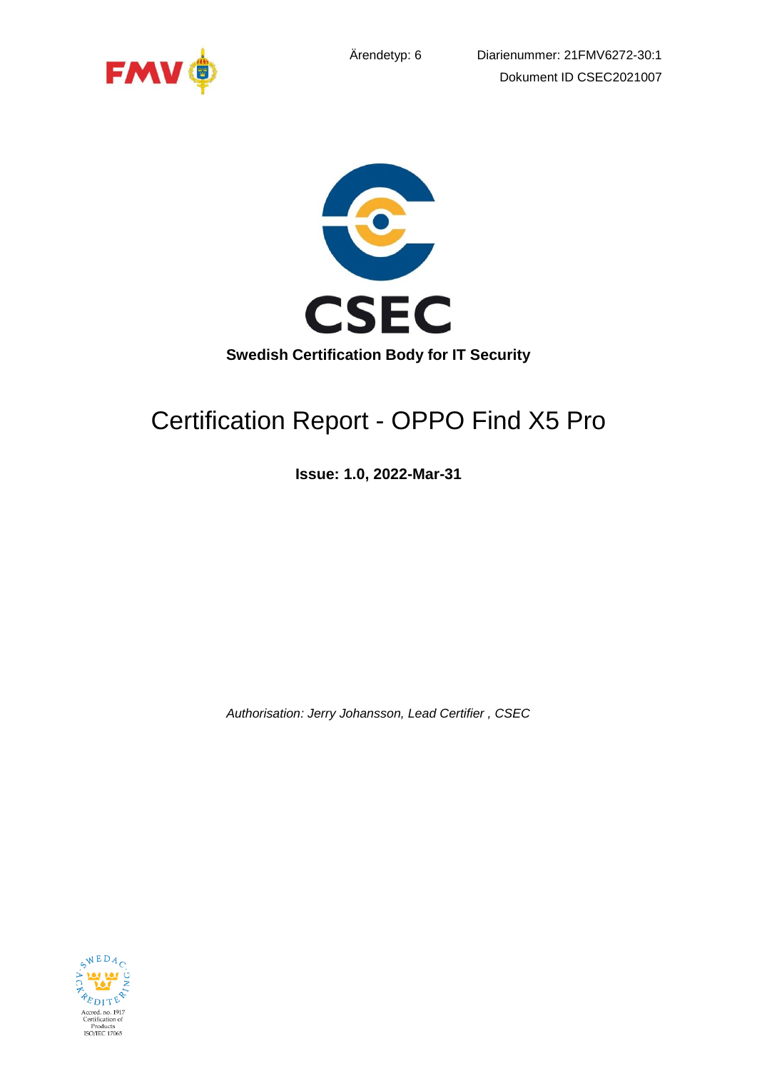Ärendetyp: 6

Diarienummer: 21FMV6272-30:1

Dokument ID CSEC2021007

CSEC

**Swedish Certification Body for IT Security**

# Certification Report - OPPO Find X5 Pro

**Issue: 1.0, 2022-Mar-31**

*Authorisation: Jerry Johansson, Lead Certifier , CSEC*

Accred. no. 1917
Certification of Products
ISO/IEC 17065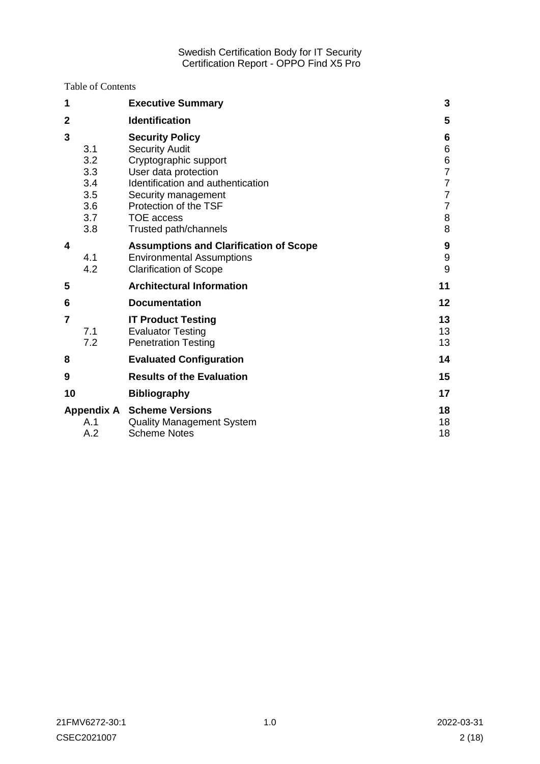Table of Contents

| | | | |
|---|---|---|---|
| **1** | | **Executive Summary** | **3** |
| **2** | | **Identification** | **5** |
| **3** | | **Security Policy** | **6** |
| | 3.1 | Security Audit | 6 |
| | 3.2 | Cryptographic support | 6 |
| | 3.3 | User data protection | 7 |
| | 3.4 | Identification and authentication | 7 |
| | 3.5 | Security management | 7 |
| | 3.6 | Protection of the TSF | 7 |
| | 3.7 | TOE access | 8 |
| | 3.8 | Trusted path/channels | 8 |
| **4** | | **Assumptions and Clarification of Scope** | **9** |
| | 4.1 | Environmental Assumptions | 9 |
| | 4.2 | Clarification of Scope | 9 |
| **5** | | **Architectural Information** | **11** |
| **6** | | **Documentation** | **12** |
| **7** | | **IT Product Testing** | **13** |
| | 7.1 | Evaluator Testing | 13 |
| | 7.2 | Penetration Testing | 13 |
| **8** | | **Evaluated Configuration** | **14** |
| **9** | | **Results of the Evaluation** | **15** |
| **10** | | **Bibliography** | **17** |
| **Appendix A** | | **Scheme Versions** | **18** |
| | A.1 | Quality Management System | 18 |
| | A.2 | Scheme Notes | 18 |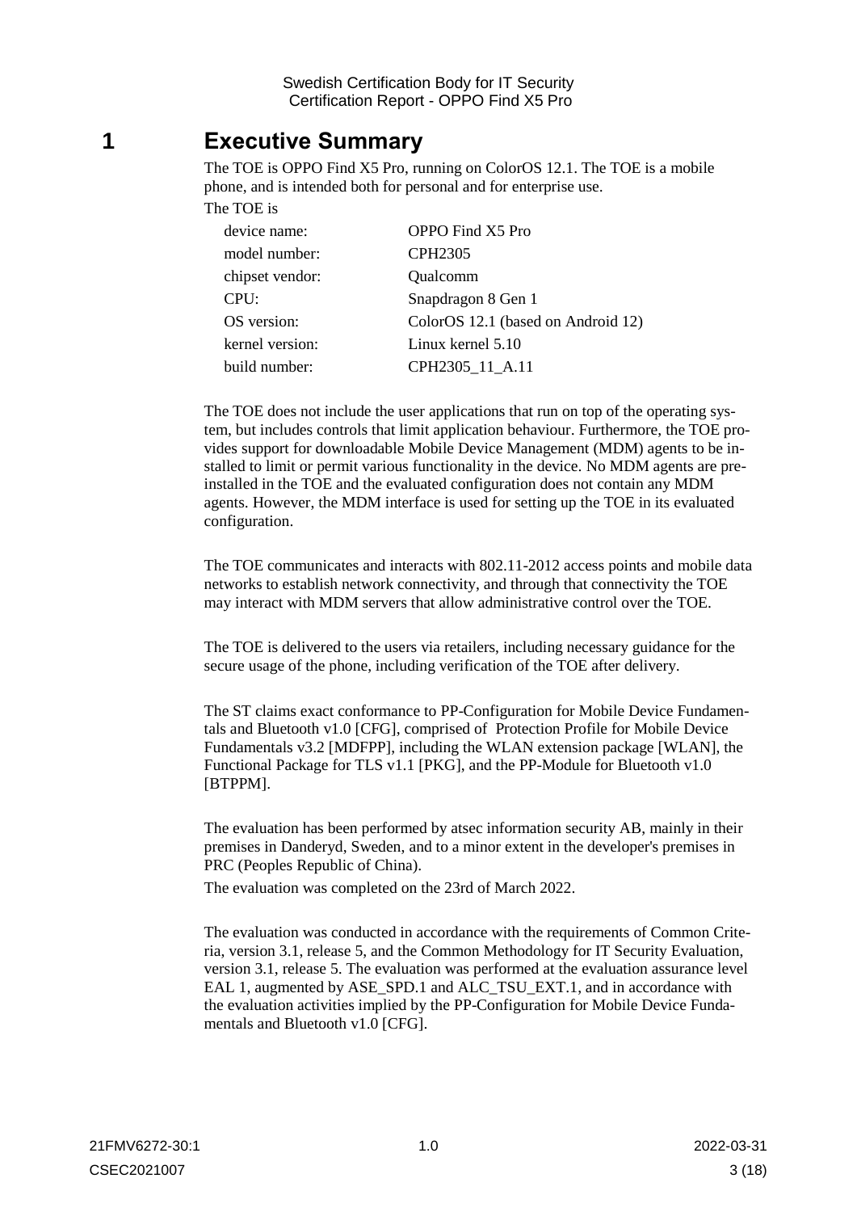# 1 Executive Summary

The TOE is OPPO Find X5 Pro, running on ColorOS 12.1. The TOE is a mobile phone, and is intended both for personal and for enterprise use.

The TOE is

| | |
|---|---|
| device name: | OPPO Find X5 Pro |
| model number: | CPH2305 |
| chipset vendor: | Qualcomm |
| CPU: | Snapdragon 8 Gen 1 |
| OS version: | ColorOS 12.1 (based on Android 12) |
| kernel version: | Linux kernel 5.10 |
| build number: | CPH2305_11_A.11 |

The TOE does not include the user applications that run on top of the operating system, but includes controls that limit application behaviour. Furthermore, the TOE provides support for downloadable Mobile Device Management (MDM) agents to be installed to limit or permit various functionality in the device. No MDM agents are pre-installed in the TOE and the evaluated configuration does not contain any MDM agents. However, the MDM interface is used for setting up the TOE in its evaluated configuration.

The TOE communicates and interacts with 802.11-2012 access points and mobile data networks to establish network connectivity, and through that connectivity the TOE may interact with MDM servers that allow administrative control over the TOE.

The TOE is delivered to the users via retailers, including necessary guidance for the secure usage of the phone, including verification of the TOE after delivery.

The ST claims exact conformance to PP-Configuration for Mobile Device Fundamentals and Bluetooth v1.0 [CFG], comprised of Protection Profile for Mobile Device Fundamentals v3.2 [MDFPP], including the WLAN extension package [WLAN], the Functional Package for TLS v1.1 [PKG], and the PP-Module for Bluetooth v1.0 [BTPPM].

The evaluation has been performed by atsec information security AB, mainly in their premises in Danderyd, Sweden, and to a minor extent in the developer's premises in PRC (Peoples Republic of China).

The evaluation was completed on the 23rd of March 2022.

The evaluation was conducted in accordance with the requirements of Common Criteria, version 3.1, release 5, and the Common Methodology for IT Security Evaluation, version 3.1, release 5. The evaluation was performed at the evaluation assurance level EAL 1, augmented by ASE_SPD.1 and ALC_TSU_EXT.1, and in accordance with the evaluation activities implied by the PP-Configuration for Mobile Device Fundamentals and Bluetooth v1.0 [CFG].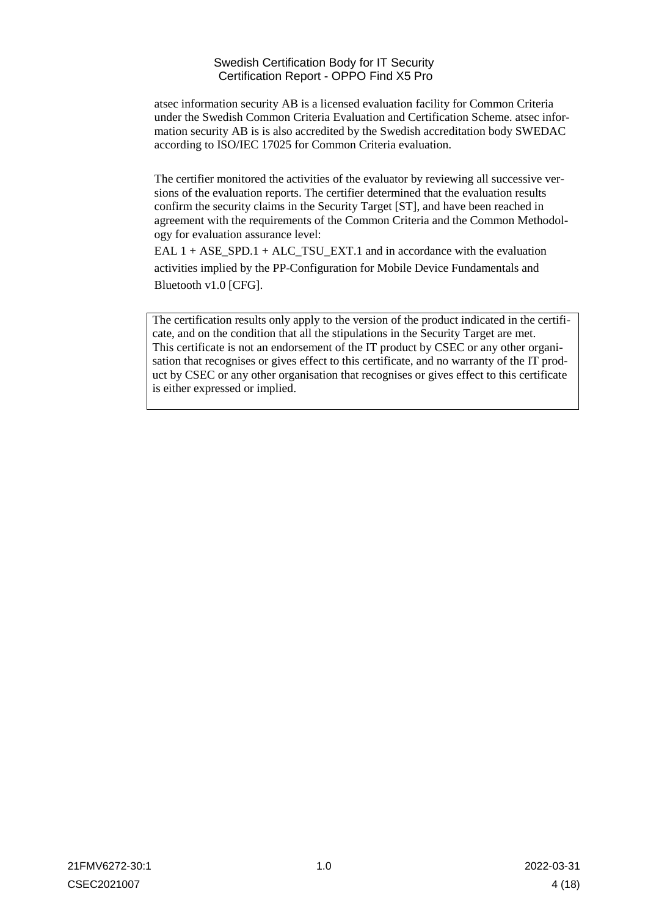atsec information security AB is a licensed evaluation facility for Common Criteria under the Swedish Common Criteria Evaluation and Certification Scheme. atsec information security AB is is also accredited by the Swedish accreditation body SWEDAC according to ISO/IEC 17025 for Common Criteria evaluation.

The certifier monitored the activities of the evaluator by reviewing all successive versions of the evaluation reports. The certifier determined that the evaluation results confirm the security claims in the Security Target [ST], and have been reached in agreement with the requirements of the Common Criteria and the Common Methodology for evaluation assurance level:

EAL 1 + ASE_SPD.1 + ALC_TSU_EXT.1 and in accordance with the evaluation activities implied by the PP-Configuration for Mobile Device Fundamentals and Bluetooth v1.0 [CFG].

> The certification results only apply to the version of the product indicated in the certificate, and on the condition that all the stipulations in the Security Target are met.
> This certificate is not an endorsement of the IT product by CSEC or any other organisation that recognises or gives effect to this certificate, and no warranty of the IT product by CSEC or any other organisation that recognises or gives effect to this certificate is either expressed or implied.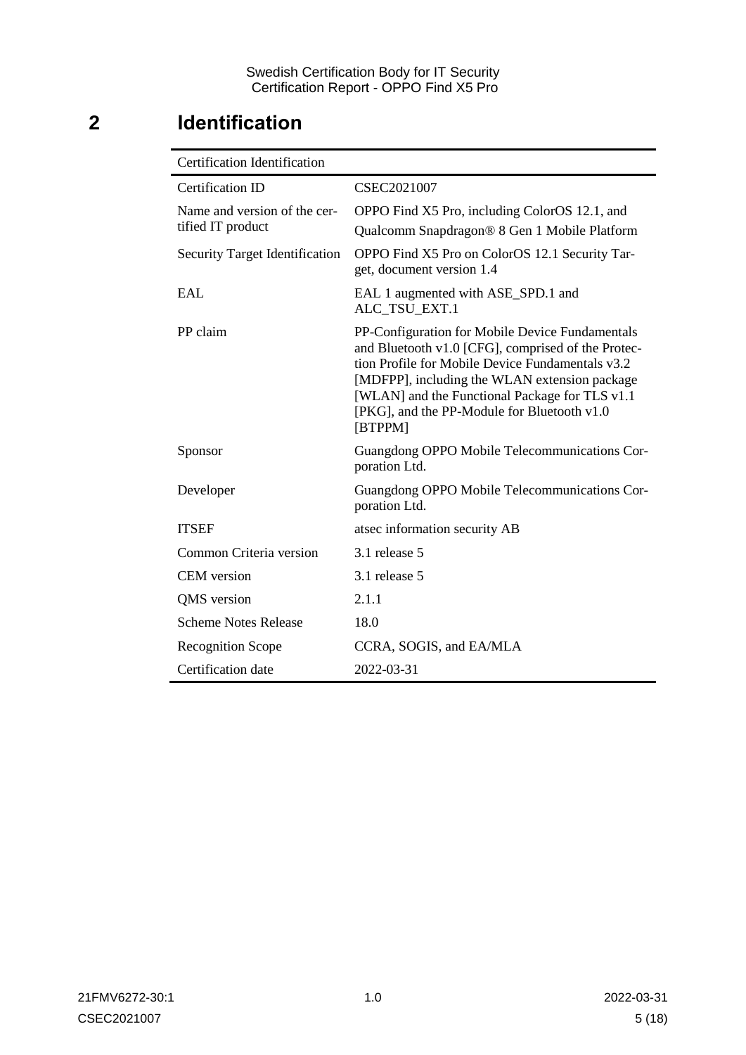# 2 Identification

| Certification Identification | |
|---|---|
| Certification ID | CSEC2021007 |
| Name and version of the certified IT product | OPPO Find X5 Pro, including ColorOS 12.1, and Qualcomm Snapdragon® 8 Gen 1 Mobile Platform |
| Security Target Identification | OPPO Find X5 Pro on ColorOS 12.1 Security Target, document version 1.4 |
| EAL | EAL 1 augmented with ASE_SPD.1 and ALC_TSU_EXT.1 |
| PP claim | PP-Configuration for Mobile Device Fundamentals and Bluetooth v1.0 [CFG], comprised of the Protection Profile for Mobile Device Fundamentals v3.2 [MDFPP], including the WLAN extension package [WLAN] and the Functional Package for TLS v1.1 [PKG], and the PP-Module for Bluetooth v1.0 [BTPPM] |
| Sponsor | Guangdong OPPO Mobile Telecommunications Corporation Ltd. |
| Developer | Guangdong OPPO Mobile Telecommunications Corporation Ltd. |
| ITSEF | atsec information security AB |
| Common Criteria version | 3.1 release 5 |
| CEM version | 3.1 release 5 |
| QMS version | 2.1.1 |
| Scheme Notes Release | 18.0 |
| Recognition Scope | CCRA, SOGIS, and EA/MLA |
| Certification date | 2022-03-31 |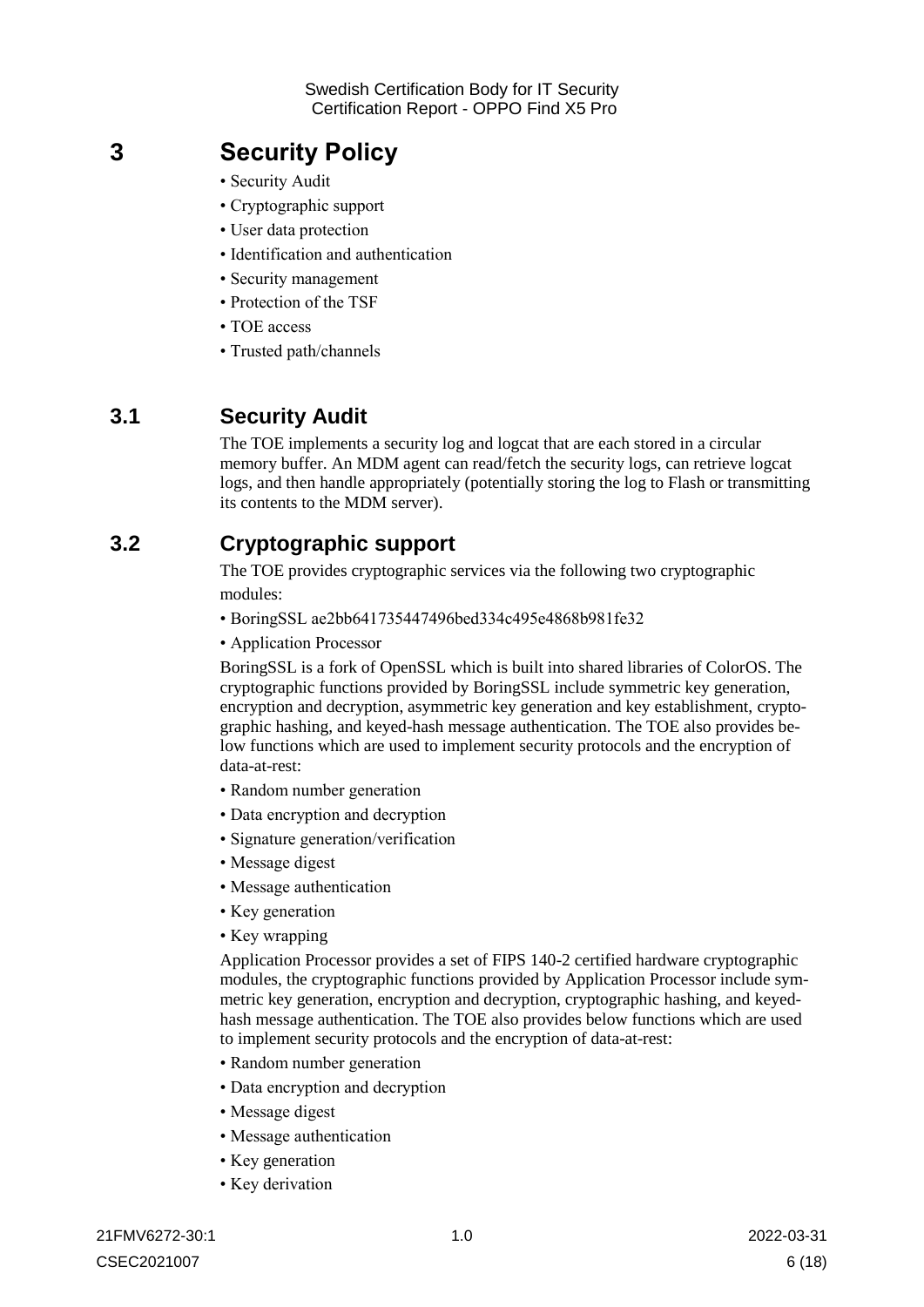# 3 Security Policy

- Security Audit
- Cryptographic support
- User data protection
- Identification and authentication
- Security management
- Protection of the TSF
- TOE access
- Trusted path/channels

## 3.1 Security Audit

The TOE implements a security log and logcat that are each stored in a circular memory buffer. An MDM agent can read/fetch the security logs, can retrieve logcat logs, and then handle appropriately (potentially storing the log to Flash or transmitting its contents to the MDM server).

## 3.2 Cryptographic support

The TOE provides cryptographic services via the following two cryptographic modules:

- BoringSSL ae2bb641735447496bed334c495e4868b981fe32
- Application Processor

BoringSSL is a fork of OpenSSL which is built into shared libraries of ColorOS. The cryptographic functions provided by BoringSSL include symmetric key generation, encryption and decryption, asymmetric key generation and key establishment, cryptographic hashing, and keyed-hash message authentication. The TOE also provides below functions which are used to implement security protocols and the encryption of data-at-rest:

- Random number generation
- Data encryption and decryption
- Signature generation/verification
- Message digest
- Message authentication
- Key generation
- Key wrapping

Application Processor provides a set of FIPS 140-2 certified hardware cryptographic modules, the cryptographic functions provided by Application Processor include symmetric key generation, encryption and decryption, cryptographic hashing, and keyed-hash message authentication. The TOE also provides below functions which are used to implement security protocols and the encryption of data-at-rest:

- Random number generation
- Data encryption and decryption
- Message digest
- Message authentication
- Key generation
- Key derivation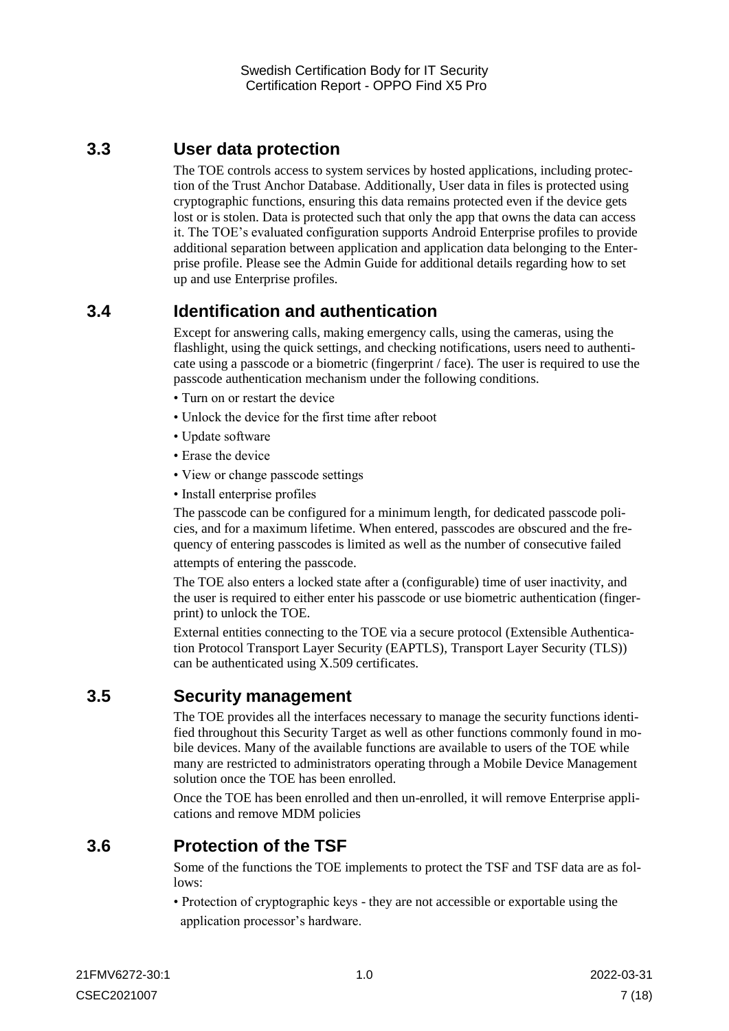## 3.3 User data protection

The TOE controls access to system services by hosted applications, including protection of the Trust Anchor Database. Additionally, User data in files is protected using cryptographic functions, ensuring this data remains protected even if the device gets lost or is stolen. Data is protected such that only the app that owns the data can access it. The TOE's evaluated configuration supports Android Enterprise profiles to provide additional separation between application and application data belonging to the Enterprise profile. Please see the Admin Guide for additional details regarding how to set up and use Enterprise profiles.

## 3.4 Identification and authentication

Except for answering calls, making emergency calls, using the cameras, using the flashlight, using the quick settings, and checking notifications, users need to authenticate using a passcode or a biometric (fingerprint / face). The user is required to use the passcode authentication mechanism under the following conditions.

- Turn on or restart the device
- Unlock the device for the first time after reboot
- Update software
- Erase the device
- View or change passcode settings
- Install enterprise profiles

The passcode can be configured for a minimum length, for dedicated passcode policies, and for a maximum lifetime. When entered, passcodes are obscured and the frequency of entering passcodes is limited as well as the number of consecutive failed attempts of entering the passcode.

The TOE also enters a locked state after a (configurable) time of user inactivity, and the user is required to either enter his passcode or use biometric authentication (fingerprint) to unlock the TOE.

External entities connecting to the TOE via a secure protocol (Extensible Authentication Protocol Transport Layer Security (EAPTLS), Transport Layer Security (TLS)) can be authenticated using X.509 certificates.

## 3.5 Security management

The TOE provides all the interfaces necessary to manage the security functions identified throughout this Security Target as well as other functions commonly found in mobile devices. Many of the available functions are available to users of the TOE while many are restricted to administrators operating through a Mobile Device Management solution once the TOE has been enrolled.

Once the TOE has been enrolled and then un-enrolled, it will remove Enterprise applications and remove MDM policies

## 3.6 Protection of the TSF

Some of the functions the TOE implements to protect the TSF and TSF data are as follows:

- Protection of cryptographic keys - they are not accessible or exportable using the application processor's hardware.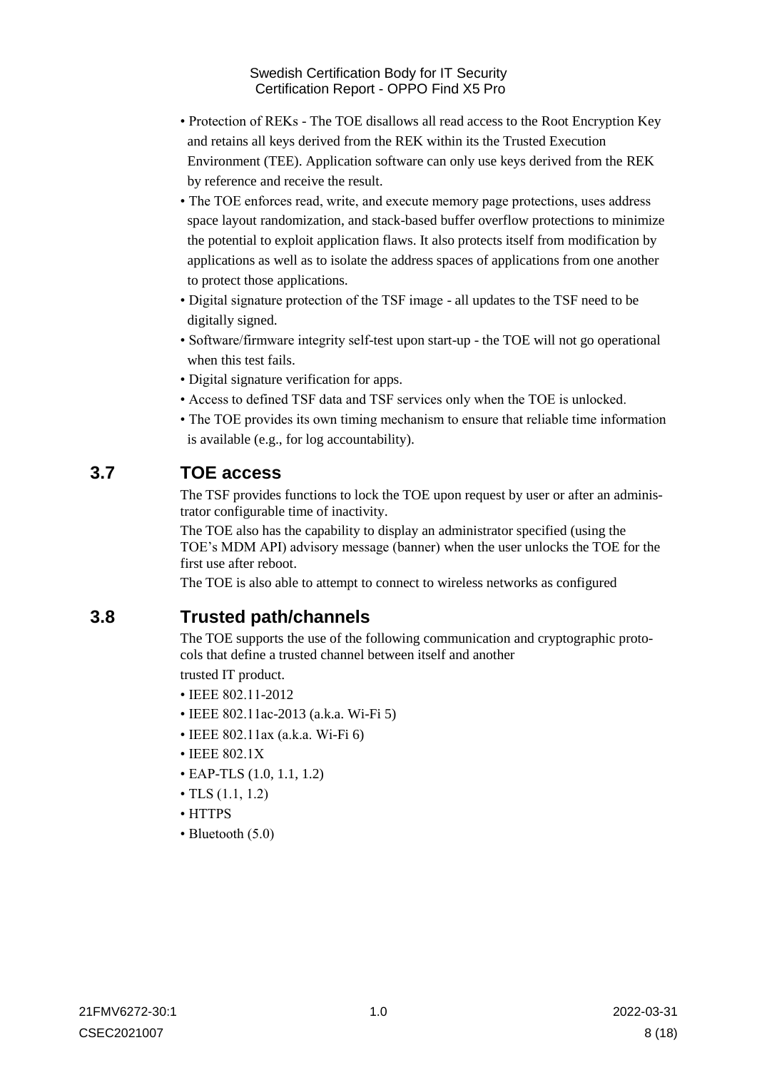- Protection of REKs - The TOE disallows all read access to the Root Encryption Key and retains all keys derived from the REK within its the Trusted Execution Environment (TEE). Application software can only use keys derived from the REK by reference and receive the result.
- The TOE enforces read, write, and execute memory page protections, uses address space layout randomization, and stack-based buffer overflow protections to minimize the potential to exploit application flaws. It also protects itself from modification by applications as well as to isolate the address spaces of applications from one another to protect those applications.
- Digital signature protection of the TSF image - all updates to the TSF need to be digitally signed.
- Software/firmware integrity self-test upon start-up - the TOE will not go operational when this test fails.
- Digital signature verification for apps.
- Access to defined TSF data and TSF services only when the TOE is unlocked.
- The TOE provides its own timing mechanism to ensure that reliable time information is available (e.g., for log accountability).

## 3.7 TOE access

The TSF provides functions to lock the TOE upon request by user or after an administrator configurable time of inactivity.

The TOE also has the capability to display an administrator specified (using the TOE's MDM API) advisory message (banner) when the user unlocks the TOE for the first use after reboot.

The TOE is also able to attempt to connect to wireless networks as configured

## 3.8 Trusted path/channels

The TOE supports the use of the following communication and cryptographic protocols that define a trusted channel between itself and another trusted IT product.

- IEEE 802.11-2012
- IEEE 802.11ac-2013 (a.k.a. Wi-Fi 5)
- IEEE 802.11ax (a.k.a. Wi-Fi 6)
- IEEE 802.1X
- EAP-TLS (1.0, 1.1, 1.2)
- TLS (1.1, 1.2)
- HTTPS
- Bluetooth (5.0)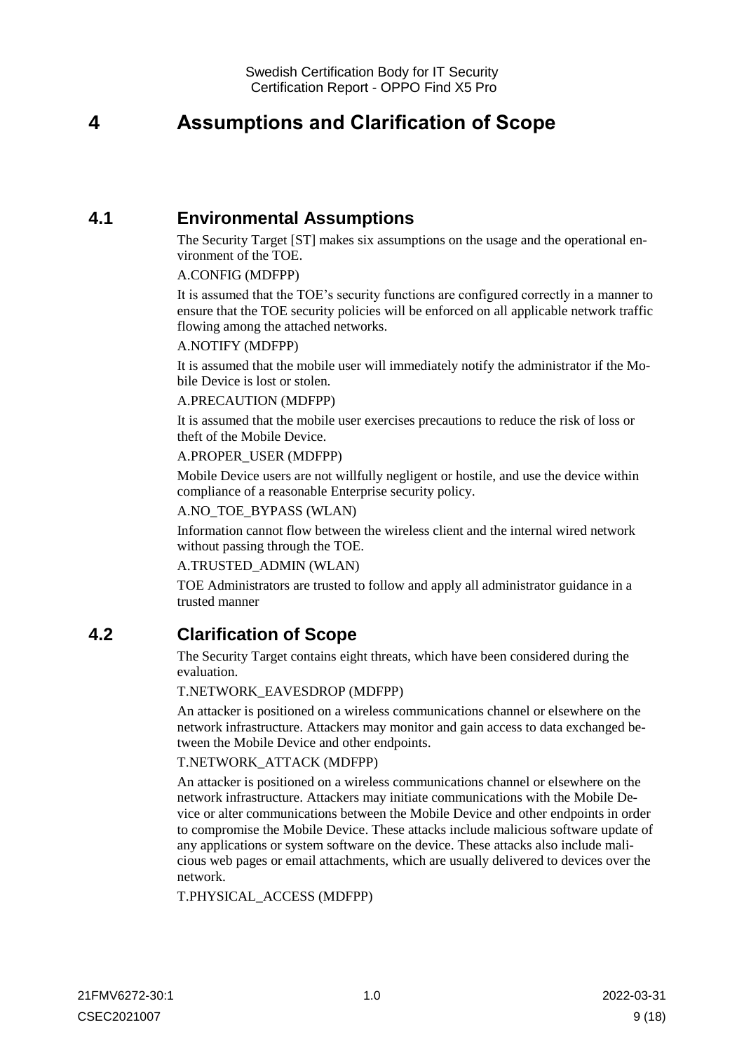# 4 Assumptions and Clarification of Scope

## 4.1 Environmental Assumptions

The Security Target [ST] makes six assumptions on the usage and the operational environment of the TOE.

A.CONFIG (MDFPP)

It is assumed that the TOE's security functions are configured correctly in a manner to ensure that the TOE security policies will be enforced on all applicable network traffic flowing among the attached networks.

A.NOTIFY (MDFPP)

It is assumed that the mobile user will immediately notify the administrator if the Mobile Device is lost or stolen.

A.PRECAUTION (MDFPP)

It is assumed that the mobile user exercises precautions to reduce the risk of loss or theft of the Mobile Device.

A.PROPER_USER (MDFPP)

Mobile Device users are not willfully negligent or hostile, and use the device within compliance of a reasonable Enterprise security policy.

A.NO_TOE_BYPASS (WLAN)

Information cannot flow between the wireless client and the internal wired network without passing through the TOE.

A.TRUSTED_ADMIN (WLAN)

TOE Administrators are trusted to follow and apply all administrator guidance in a trusted manner

## 4.2 Clarification of Scope

The Security Target contains eight threats, which have been considered during the evaluation.

T.NETWORK_EAVESDROP (MDFPP)

An attacker is positioned on a wireless communications channel or elsewhere on the network infrastructure. Attackers may monitor and gain access to data exchanged between the Mobile Device and other endpoints.

T.NETWORK_ATTACK (MDFPP)

An attacker is positioned on a wireless communications channel or elsewhere on the network infrastructure. Attackers may initiate communications with the Mobile Device or alter communications between the Mobile Device and other endpoints in order to compromise the Mobile Device. These attacks include malicious software update of any applications or system software on the device. These attacks also include malicious web pages or email attachments, which are usually delivered to devices over the network.

T.PHYSICAL_ACCESS (MDFPP)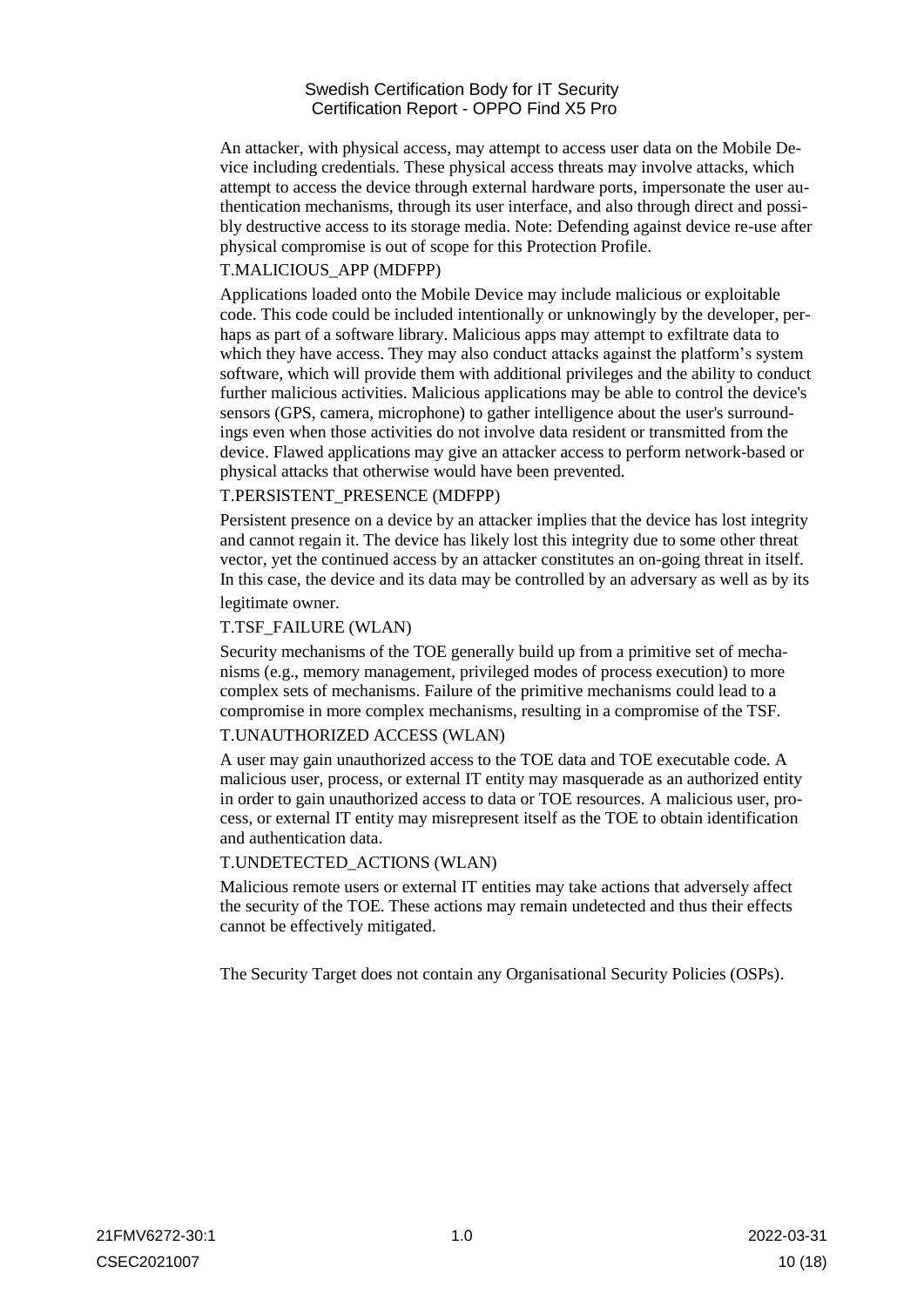An attacker, with physical access, may attempt to access user data on the Mobile Device including credentials. These physical access threats may involve attacks, which attempt to access the device through external hardware ports, impersonate the user authentication mechanisms, through its user interface, and also through direct and possibly destructive access to its storage media. Note: Defending against device re-use after physical compromise is out of scope for this Protection Profile.

T.MALICIOUS_APP (MDFPP)

Applications loaded onto the Mobile Device may include malicious or exploitable code. This code could be included intentionally or unknowingly by the developer, perhaps as part of a software library. Malicious apps may attempt to exfiltrate data to which they have access. They may also conduct attacks against the platform's system software, which will provide them with additional privileges and the ability to conduct further malicious activities. Malicious applications may be able to control the device's sensors (GPS, camera, microphone) to gather intelligence about the user's surroundings even when those activities do not involve data resident or transmitted from the device. Flawed applications may give an attacker access to perform network-based or physical attacks that otherwise would have been prevented.

T.PERSISTENT_PRESENCE (MDFPP)

Persistent presence on a device by an attacker implies that the device has lost integrity and cannot regain it. The device has likely lost this integrity due to some other threat vector, yet the continued access by an attacker constitutes an on-going threat in itself. In this case, the device and its data may be controlled by an adversary as well as by its legitimate owner.

T.TSF_FAILURE (WLAN)

Security mechanisms of the TOE generally build up from a primitive set of mechanisms (e.g., memory management, privileged modes of process execution) to more complex sets of mechanisms. Failure of the primitive mechanisms could lead to a compromise in more complex mechanisms, resulting in a compromise of the TSF.

T.UNAUTHORIZED ACCESS (WLAN)

A user may gain unauthorized access to the TOE data and TOE executable code. A malicious user, process, or external IT entity may masquerade as an authorized entity in order to gain unauthorized access to data or TOE resources. A malicious user, process, or external IT entity may misrepresent itself as the TOE to obtain identification and authentication data.

T.UNDETECTED_ACTIONS (WLAN)

Malicious remote users or external IT entities may take actions that adversely affect the security of the TOE. These actions may remain undetected and thus their effects cannot be effectively mitigated.

The Security Target does not contain any Organisational Security Policies (OSPs).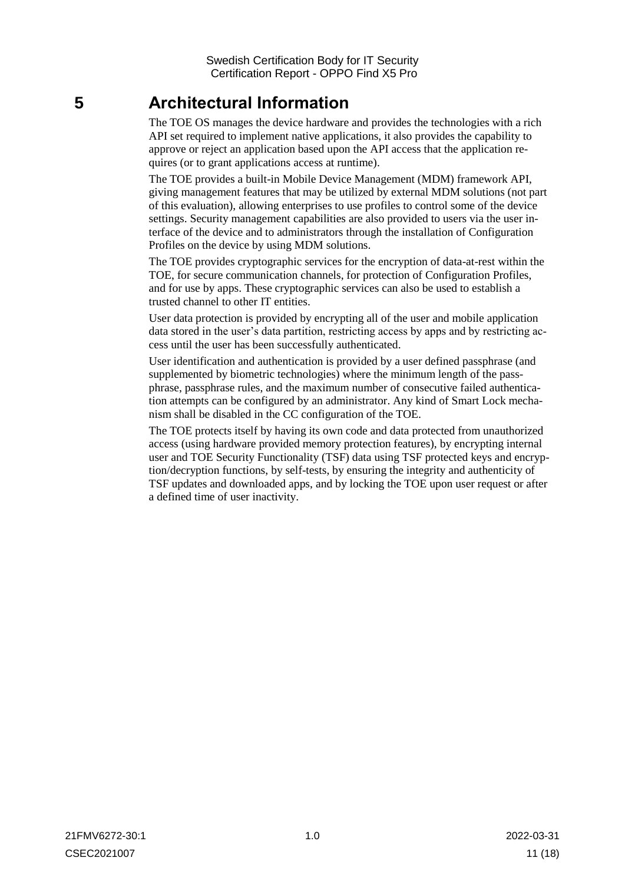# 5 Architectural Information

The TOE OS manages the device hardware and provides the technologies with a rich API set required to implement native applications, it also provides the capability to approve or reject an application based upon the API access that the application requires (or to grant applications access at runtime).

The TOE provides a built-in Mobile Device Management (MDM) framework API, giving management features that may be utilized by external MDM solutions (not part of this evaluation), allowing enterprises to use profiles to control some of the device settings. Security management capabilities are also provided to users via the user interface of the device and to administrators through the installation of Configuration Profiles on the device by using MDM solutions.

The TOE provides cryptographic services for the encryption of data-at-rest within the TOE, for secure communication channels, for protection of Configuration Profiles, and for use by apps. These cryptographic services can also be used to establish a trusted channel to other IT entities.

User data protection is provided by encrypting all of the user and mobile application data stored in the user's data partition, restricting access by apps and by restricting access until the user has been successfully authenticated.

User identification and authentication is provided by a user defined passphrase (and supplemented by biometric technologies) where the minimum length of the passphrase, passphrase rules, and the maximum number of consecutive failed authentication attempts can be configured by an administrator. Any kind of Smart Lock mechanism shall be disabled in the CC configuration of the TOE.

The TOE protects itself by having its own code and data protected from unauthorized access (using hardware provided memory protection features), by encrypting internal user and TOE Security Functionality (TSF) data using TSF protected keys and encryption/decryption functions, by self-tests, by ensuring the integrity and authenticity of TSF updates and downloaded apps, and by locking the TOE upon user request or after a defined time of user inactivity.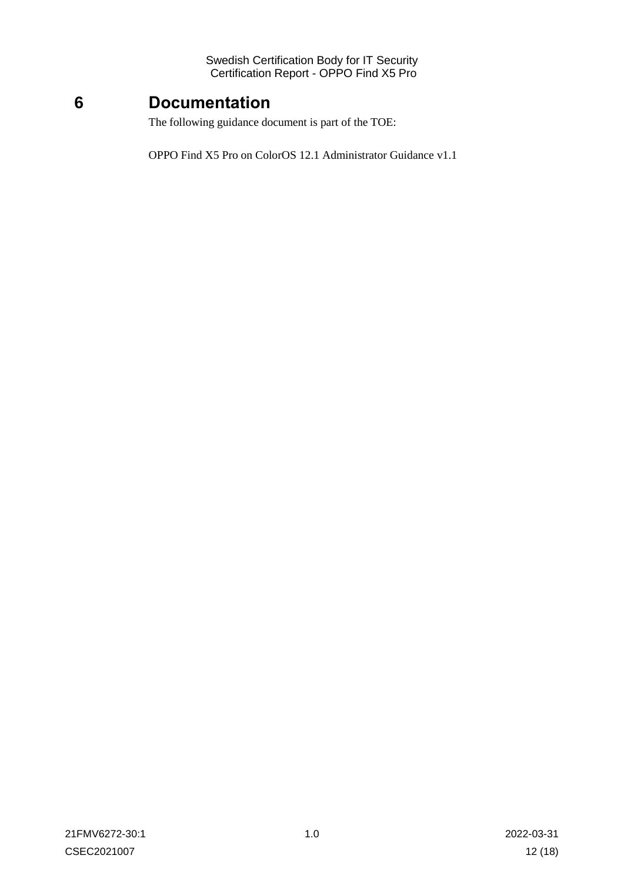# 6 Documentation

The following guidance document is part of the TOE:

OPPO Find X5 Pro on ColorOS 12.1 Administrator Guidance v1.1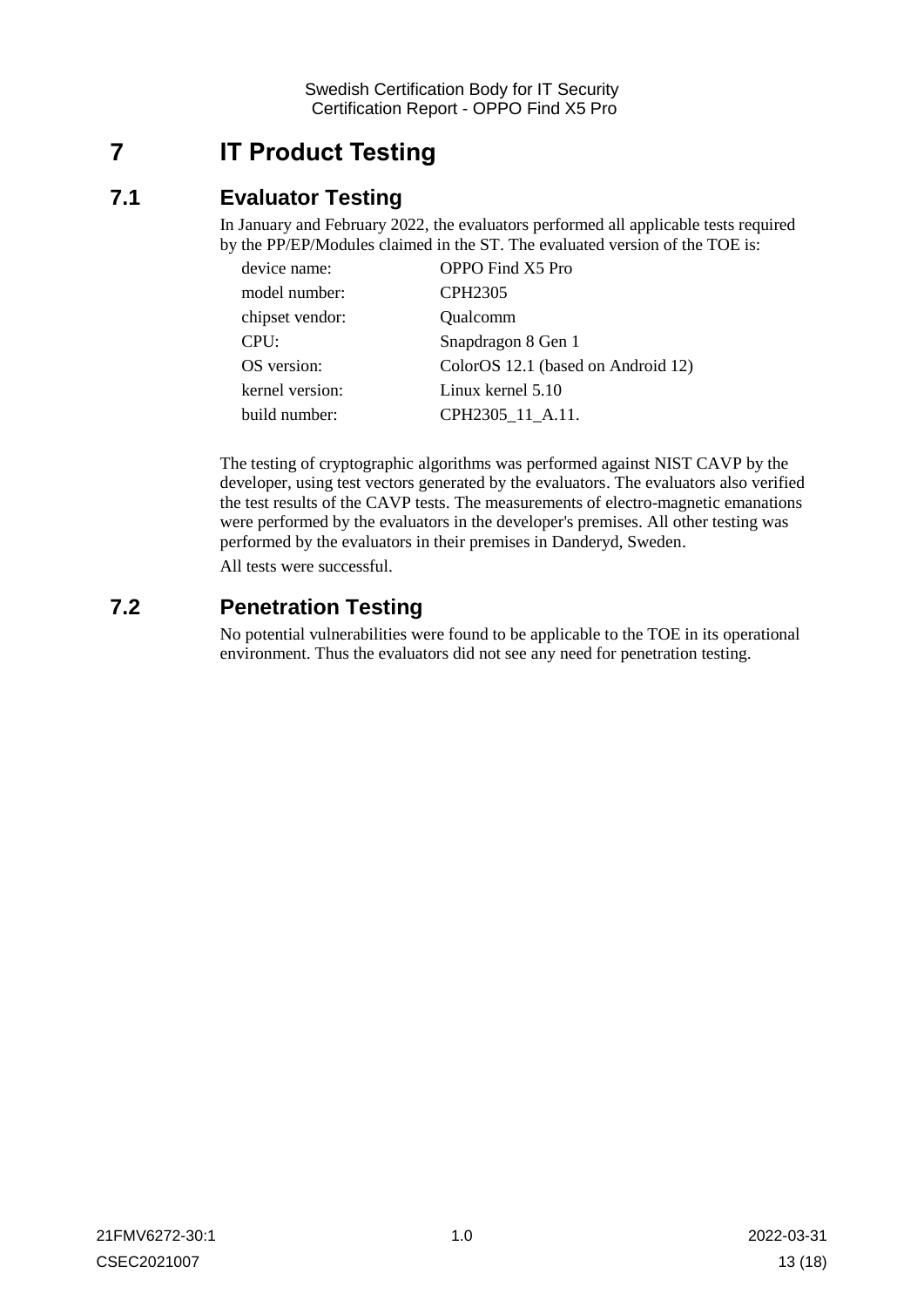# 7 IT Product Testing

## 7.1 Evaluator Testing

In January and February 2022, the evaluators performed all applicable tests required by the PP/EP/Modules claimed in the ST. The evaluated version of the TOE is:

| | |
|---|---|
| device name: | OPPO Find X5 Pro |
| model number: | CPH2305 |
| chipset vendor: | Qualcomm |
| CPU: | Snapdragon 8 Gen 1 |
| OS version: | ColorOS 12.1 (based on Android 12) |
| kernel version: | Linux kernel 5.10 |
| build number: | CPH2305_11_A.11. |

The testing of cryptographic algorithms was performed against NIST CAVP by the developer, using test vectors generated by the evaluators. The evaluators also verified the test results of the CAVP tests. The measurements of electro-magnetic emanations were performed by the evaluators in the developer's premises. All other testing was performed by the evaluators in their premises in Danderyd, Sweden.

All tests were successful.

## 7.2 Penetration Testing

No potential vulnerabilities were found to be applicable to the TOE in its operational environment. Thus the evaluators did not see any need for penetration testing.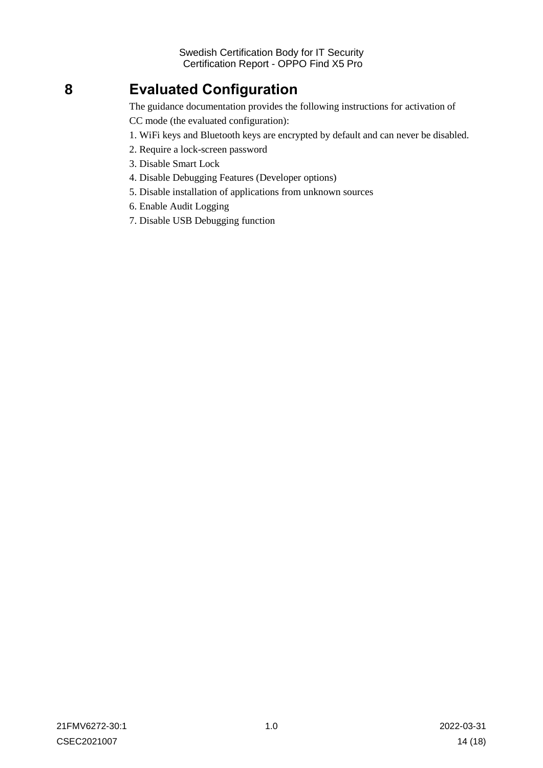# 8 Evaluated Configuration

The guidance documentation provides the following instructions for activation of CC mode (the evaluated configuration):

1. WiFi keys and Bluetooth keys are encrypted by default and can never be disabled.
2. Require a lock-screen password
3. Disable Smart Lock
4. Disable Debugging Features (Developer options)
5. Disable installation of applications from unknown sources
6. Enable Audit Logging
7. Disable USB Debugging function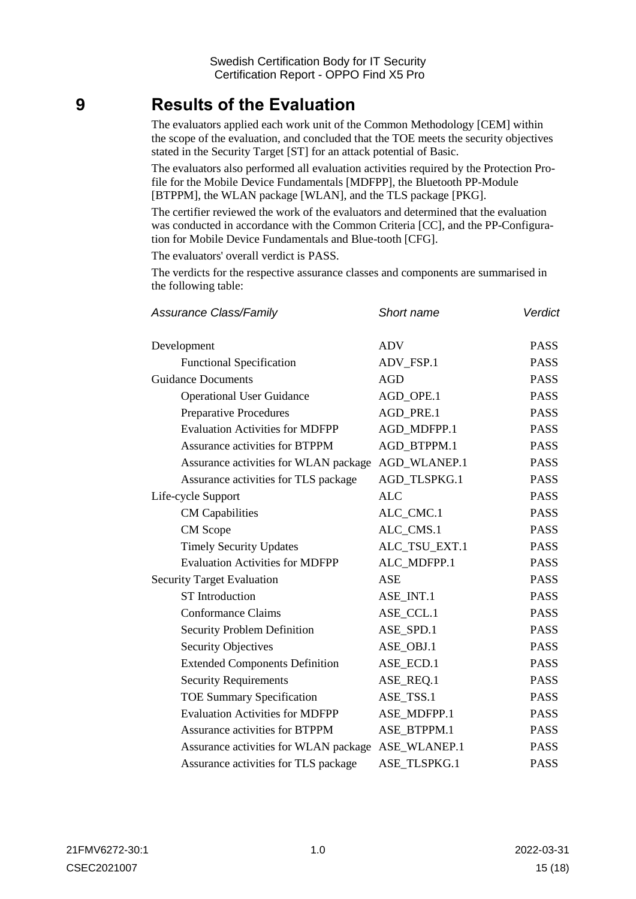# 9 Results of the Evaluation

The evaluators applied each work unit of the Common Methodology [CEM] within the scope of the evaluation, and concluded that the TOE meets the security objectives stated in the Security Target [ST] for an attack potential of Basic.

The evaluators also performed all evaluation activities required by the Protection Profile for the Mobile Device Fundamentals [MDFPP], the Bluetooth PP-Module [BTPPM], the WLAN package [WLAN], and the TLS package [PKG].

The certifier reviewed the work of the evaluators and determined that the evaluation was conducted in accordance with the Common Criteria [CC], and the PP-Configuration for Mobile Device Fundamentals and Blue-tooth [CFG].

The evaluators' overall verdict is PASS.

The verdicts for the respective assurance classes and components are summarised in the following table:

| *Assurance Class/Family* | *Short name* | *Verdict* |
|---|---|---|
| Development | ADV | PASS |
| Functional Specification | ADV_FSP.1 | PASS |
| Guidance Documents | AGD | PASS |
| Operational User Guidance | AGD_OPE.1 | PASS |
| Preparative Procedures | AGD_PRE.1 | PASS |
| Evaluation Activities for MDFPP | AGD_MDFPP.1 | PASS |
| Assurance activities for BTPPM | AGD_BTPPM.1 | PASS |
| Assurance activities for WLAN package | AGD_WLANEP.1 | PASS |
| Assurance activities for TLS package | AGD_TLSPKG.1 | PASS |
| Life-cycle Support | ALC | PASS |
| CM Capabilities | ALC_CMC.1 | PASS |
| CM Scope | ALC_CMS.1 | PASS |
| Timely Security Updates | ALC_TSU_EXT.1 | PASS |
| Evaluation Activities for MDFPP | ALC_MDFPP.1 | PASS |
| Security Target Evaluation | ASE | PASS |
| ST Introduction | ASE_INT.1 | PASS |
| Conformance Claims | ASE_CCL.1 | PASS |
| Security Problem Definition | ASE_SPD.1 | PASS |
| Security Objectives | ASE_OBJ.1 | PASS |
| Extended Components Definition | ASE_ECD.1 | PASS |
| Security Requirements | ASE_REQ.1 | PASS |
| TOE Summary Specification | ASE_TSS.1 | PASS |
| Evaluation Activities for MDFPP | ASE_MDFPP.1 | PASS |
| Assurance activities for BTPPM | ASE_BTPPM.1 | PASS |
| Assurance activities for WLAN package | ASE_WLANEP.1 | PASS |
| Assurance activities for TLS package | ASE_TLSPKG.1 | PASS |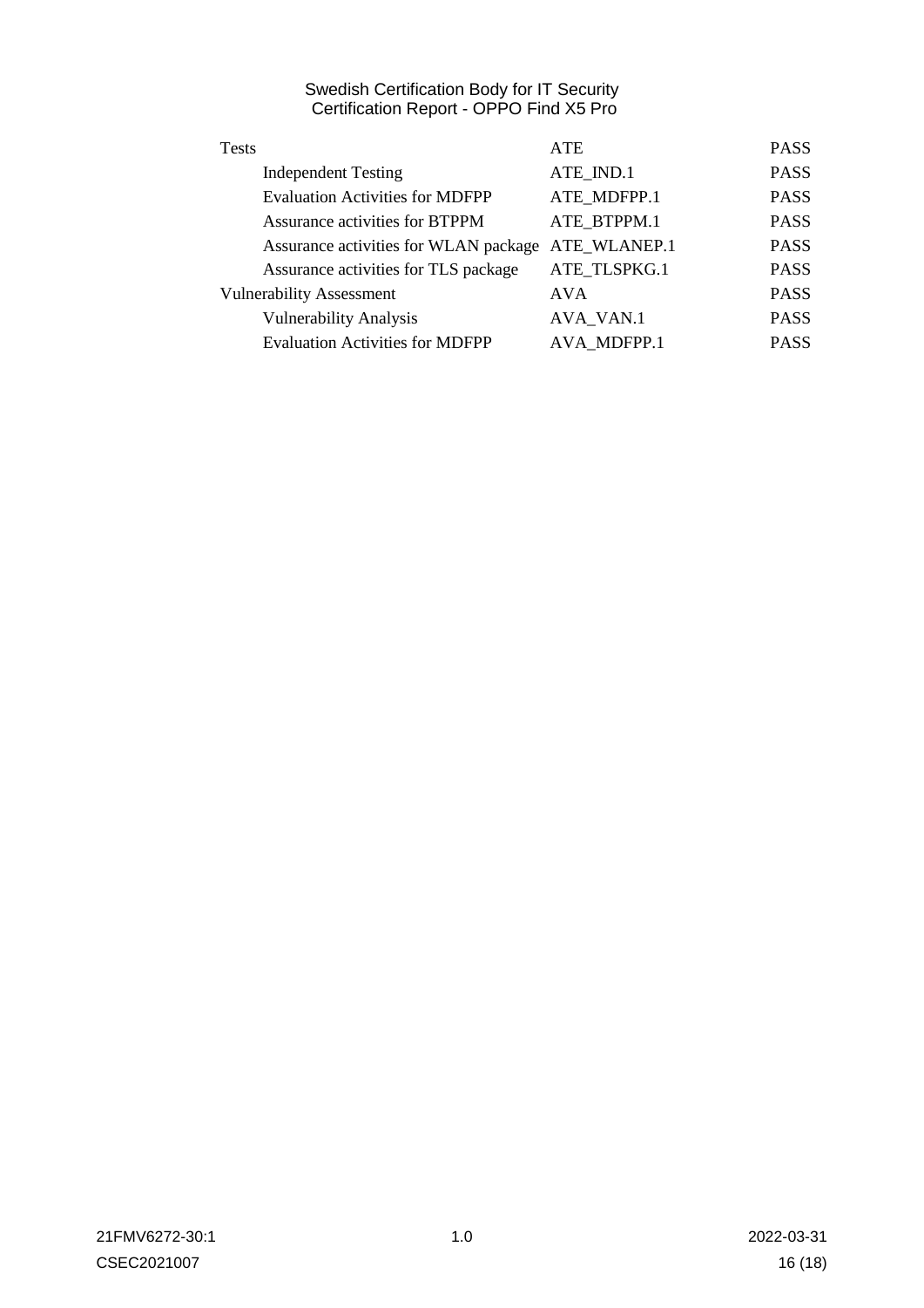| | | |
|---|---|---|
| Tests | ATE | PASS |
| Independent Testing | ATE_IND.1 | PASS |
| Evaluation Activities for MDFPP | ATE_MDFPP.1 | PASS |
| Assurance activities for BTPPM | ATE_BTPPM.1 | PASS |
| Assurance activities for WLAN package | ATE_WLANEP.1 | PASS |
| Assurance activities for TLS package | ATE_TLSPKG.1 | PASS |
| Vulnerability Assessment | AVA | PASS |
| Vulnerability Analysis | AVA_VAN.1 | PASS |
| Evaluation Activities for MDFPP | AVA_MDFPP.1 | PASS |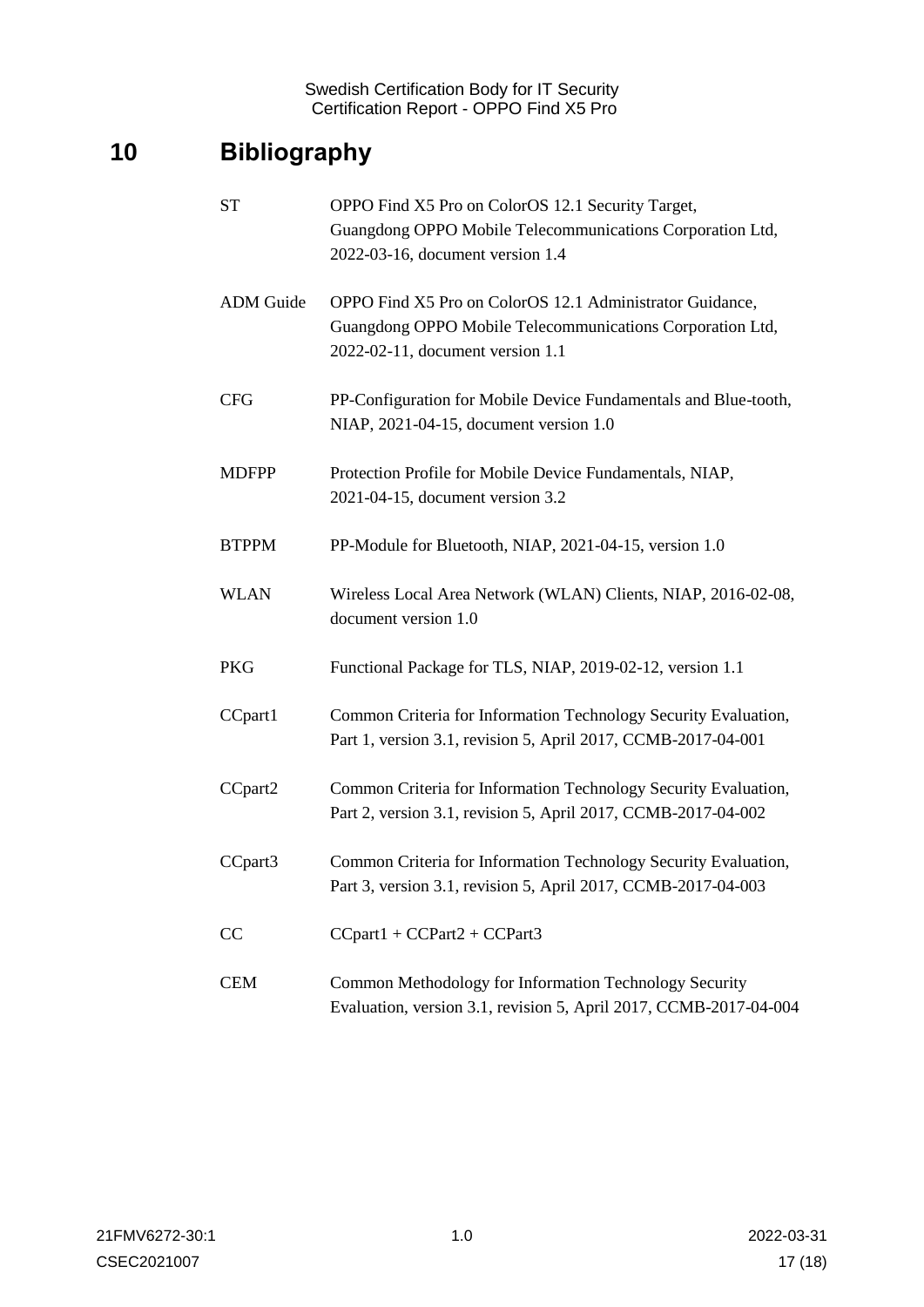# 10 Bibliography

| | |
|---|---|
| ST | OPPO Find X5 Pro on ColorOS 12.1 Security Target, Guangdong OPPO Mobile Telecommunications Corporation Ltd, 2022-03-16, document version 1.4 |
| ADM Guide | OPPO Find X5 Pro on ColorOS 12.1 Administrator Guidance, Guangdong OPPO Mobile Telecommunications Corporation Ltd, 2022-02-11, document version 1.1 |
| CFG | PP-Configuration for Mobile Device Fundamentals and Blue-tooth, NIAP, 2021-04-15, document version 1.0 |
| MDFPP | Protection Profile for Mobile Device Fundamentals, NIAP, 2021-04-15, document version 3.2 |
| BTPPM | PP-Module for Bluetooth, NIAP, 2021-04-15, version 1.0 |
| WLAN | Wireless Local Area Network (WLAN) Clients, NIAP, 2016-02-08, document version 1.0 |
| PKG | Functional Package for TLS, NIAP, 2019-02-12, version 1.1 |
| CCpart1 | Common Criteria for Information Technology Security Evaluation, Part 1, version 3.1, revision 5, April 2017, CCMB-2017-04-001 |
| CCpart2 | Common Criteria for Information Technology Security Evaluation, Part 2, version 3.1, revision 5, April 2017, CCMB-2017-04-002 |
| CCpart3 | Common Criteria for Information Technology Security Evaluation, Part 3, version 3.1, revision 5, April 2017, CCMB-2017-04-003 |
| CC | CCpart1 + CCPart2 + CCPart3 |
| CEM | Common Methodology for Information Technology Security Evaluation, version 3.1, revision 5, April 2017, CCMB-2017-04-004 |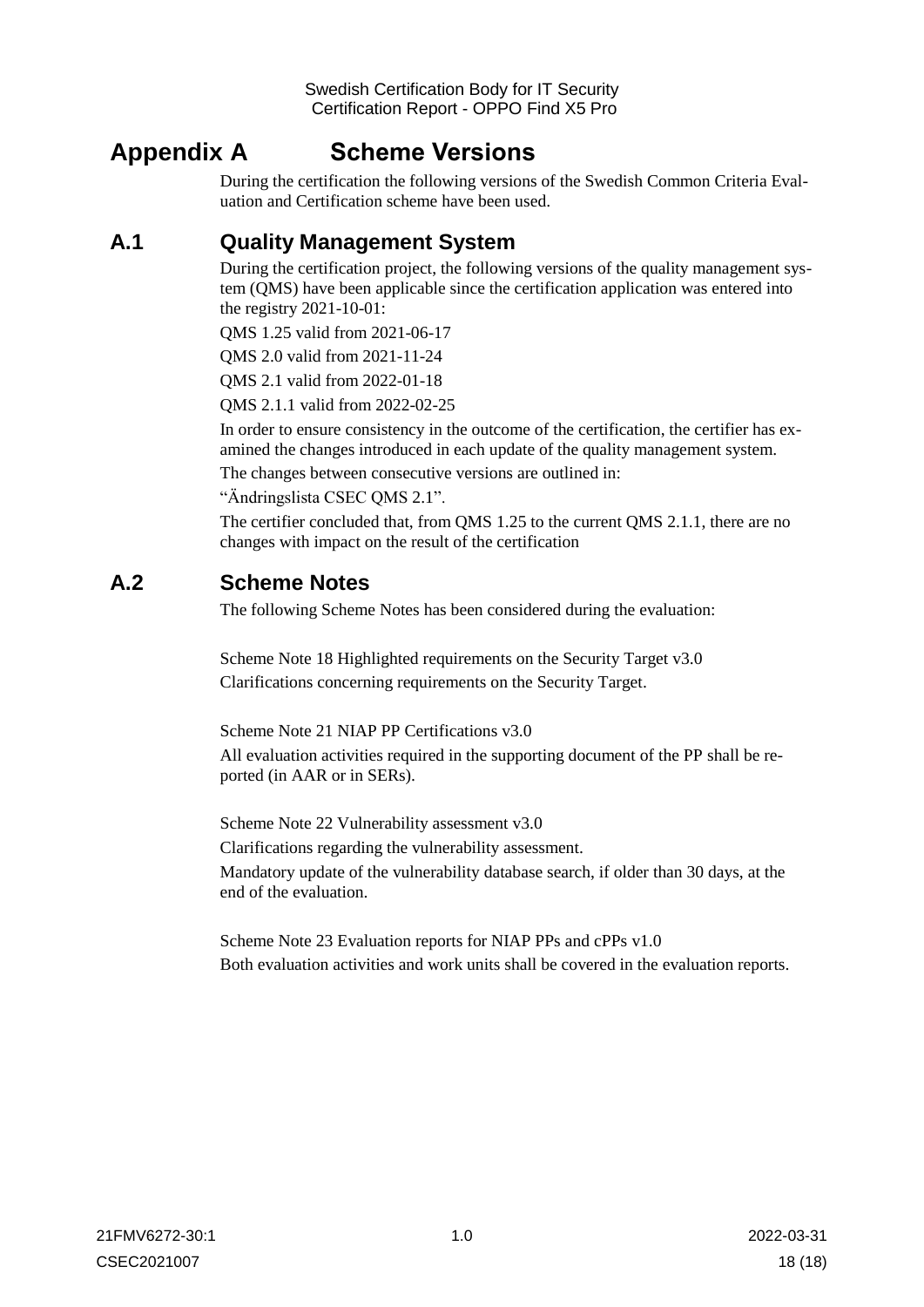# Appendix A Scheme Versions

During the certification the following versions of the Swedish Common Criteria Evaluation and Certification scheme have been used.

## A.1 Quality Management System

During the certification project, the following versions of the quality management system (QMS) have been applicable since the certification application was entered into the registry 2021-10-01:

QMS 1.25 valid from 2021-06-17

QMS 2.0 valid from 2021-11-24

QMS 2.1 valid from 2022-01-18

QMS 2.1.1 valid from 2022-02-25

In order to ensure consistency in the outcome of the certification, the certifier has examined the changes introduced in each update of the quality management system.

The changes between consecutive versions are outlined in:

"Ändringslista CSEC QMS 2.1".

The certifier concluded that, from QMS 1.25 to the current QMS 2.1.1, there are no changes with impact on the result of the certification

## A.2 Scheme Notes

The following Scheme Notes has been considered during the evaluation:

Scheme Note 18 Highlighted requirements on the Security Target v3.0

Clarifications concerning requirements on the Security Target.

Scheme Note 21 NIAP PP Certifications v3.0

All evaluation activities required in the supporting document of the PP shall be reported (in AAR or in SERs).

Scheme Note 22 Vulnerability assessment v3.0

Clarifications regarding the vulnerability assessment.

Mandatory update of the vulnerability database search, if older than 30 days, at the end of the evaluation.

Scheme Note 23 Evaluation reports for NIAP PPs and cPPs v1.0

Both evaluation activities and work units shall be covered in the evaluation reports.